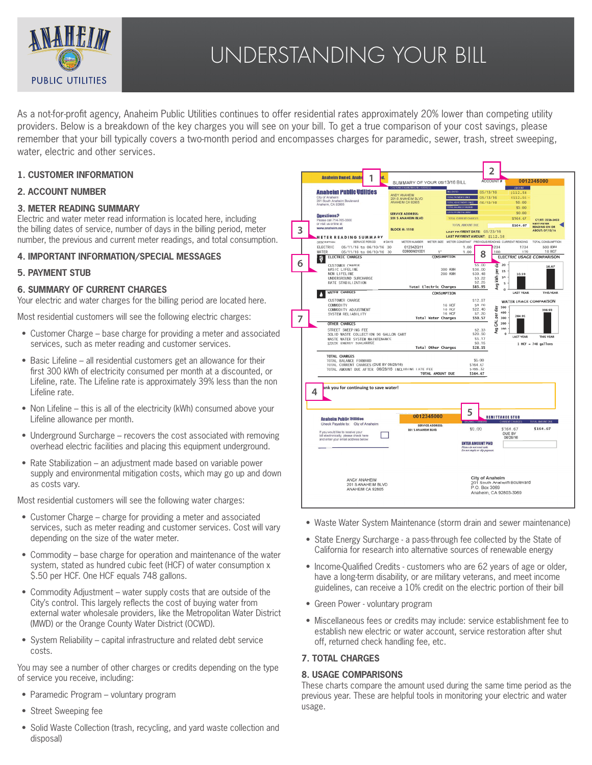ANAHEIM PUBLIC UTILITIES

# UNDERSTANDING YOUR BILL

As a not-for-profit agency, Anaheim Public Utilities continues to offer residential rates approximately 20% lower than competing utility providers. Below is a breakdown of the key charges you will see on your bill. To get a true comparison of your cost savings, please remember that your bill typically covers a two-month period and encompasses charges for paramedic, sewer, trash, street sweeping, water, electric and other services.

### 1. CUSTOMER INFORMATION

### 2. ACCOUNT NUMBER

### 3. METER READING SUMMARY

Electric and water meter read information is located here, including the billing dates of service, number of days in the billing period, meter number, the previous and current meter readings, and total consumption.

### 4. IMPORTANT INFORMATION/SPECIAL MESSAGES

### 5. PAYMENT STUB

### 6. SUMMARY OF CURRENT CHARGES

Your electric and water charges for the billing period are located here.

Most residential customers will see the following electric charges:

- Customer Charge – base charge for providing a meter and associated services, such as meter reading and customer services.
- Basic Lifeline – all residential customers get an allowance for their first 300 kWh of electricity consumed per month at a discounted, or Lifeline, rate. The Lifeline rate is approximately 39% less than the non Lifeline rate.
- Non Lifeline – this is all of the electricity (kWh) consumed above your Lifeline allowance per month.
- Underground Surcharge – recovers the cost associated with removing overhead electric facilities and placing this equipment underground.
- Rate Stabilization – an adjustment made based on variable power supply and environmental mitigation costs, which may go up and down as costs vary.

Most residential customers will see the following water charges:

- Customer Charge – charge for providing a meter and associated services, such as meter reading and customer services. Cost will vary depending on the size of the water meter.
- Commodity – base charge for operation and maintenance of the water system, stated as hundred cubic feet (HCF) of water consumption x $.50 per HCF. One HCF equals 748 gallons.
- Commodity Adjustment – water supply costs that are outside of the City's control. This largely reflects the cost of buying water from external water wholesale providers, like the Metropolitan Water District (MWD) or the Orange County Water District (OCWD).
- System Reliability – capital infrastructure and related debt service costs.

You may see a number of other charges or credits depending on the type of service you receive, including:

- Paramedic Program – voluntary program
- Street Sweeping fee
- Solid Waste Collection (trash, recycling, and yard waste collection and disposal)
- Waste Water System Maintenance (storm drain and sewer maintenance)
- State Energy Surcharge - a pass-through fee collected by the State of California for research into alternative sources of renewable energy
- Income-Qualified Credits - customers who are 62 years of age or older, have a long-term disability, or are military veterans, and meet income guidelines, can receive a 10% credit on the electric portion of their bill
- Green Power - voluntary program
- Miscellaneous fees or credits may include: service establishment fee to establish new electric or water account, service restoration after shut off, returned check handling fee, etc.

### 7. TOTAL CHARGES

### 8. USAGE COMPARISONS

These charts compare the amount used during the same time period as the previous year. These are helpful tools in monitoring your electric and water usage.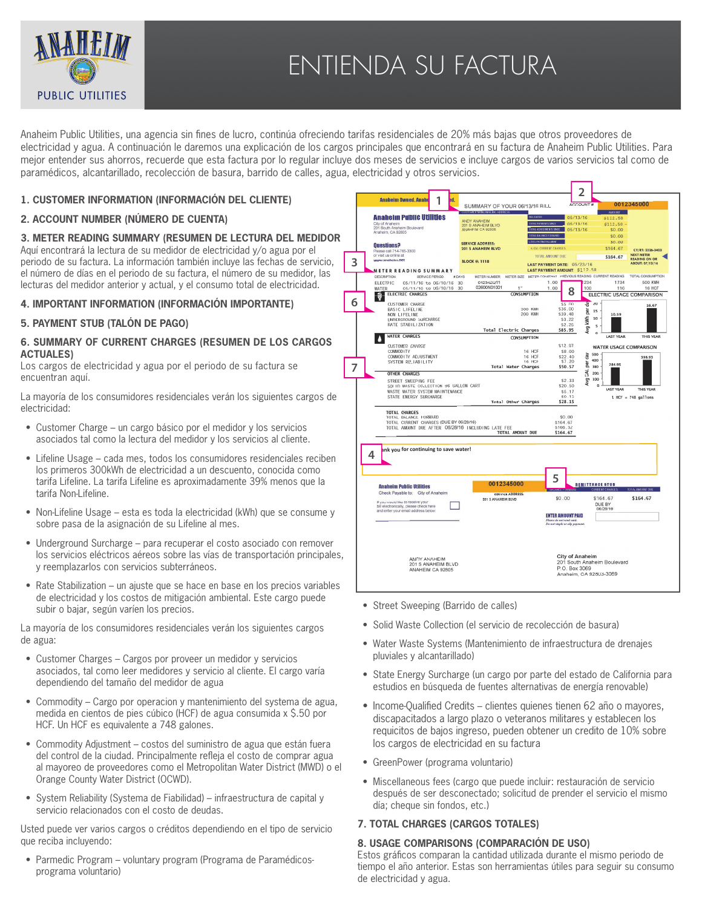# ENTIENDA SU FACTURA

Anaheim Public Utilities, una agencia sin fines de lucro, continúa ofreciendo tarifas residenciales de 20% más bajas que otros proveedores de electricidad y agua. A continuación le daremos una explicación de los cargos principales que encontrará en su factura de Anaheim Public Utilities. Para mejor entender sus ahorros, recuerde que esta factura por lo regular incluye dos meses de servicios e incluye cargos de varios servicios tal como de paramédicos, alcantarillado, recolección de basura, barrido de calles, agua, electricidad y otros servicios.

### 1. CUSTOMER INFORMATION (INFORMACIÓN DEL CLIENTE)

### 2. ACCOUNT NUMBER (NÚMERO DE CUENTA)

### 3. METER READING SUMMARY (RESUMEN DE LECTURA DEL MEDIDOR)

Aquí encontrará la lectura de su medidor de electricidad y/o agua por el periodo de su factura. La información también incluye las fechas de servicio, el número de días en el periodo de su factura, el número de su medidor, las lecturas del medidor anterior y actual, y el consumo total de electricidad.

### 4. IMPORTANT INFORMATION (INFORMACIÓN IMPORTANTE)

### 5. PAYMENT STUB (TALÓN DE PAGO)

### 6. SUMMARY OF CURRENT CHARGES (RESUMEN DE LOS CARGOS ACTUALES)

Los cargos de electricidad y agua por el periodo de su factura se encuentran aquí.

La mayoría de los consumidores residenciales verán los siguientes cargos de electricidad:

- Customer Charge – un cargo básico por el medidor y los servicios asociados tal como la lectura del medidor y los servicios al cliente.
- Lifeline Usage – cada mes, todos los consumidores residenciales reciben los primeros 300kWh de electricidad a un descuento, conocida como tarifa Lifeline. La tarifa Lifeline es aproximadamente 39% menos que la tarifa Non-Lifeline.
- Non-Lifeline Usage – esta es toda la electricidad (kWh) que se consume y sobre pasa de la asignación de su Lifeline al mes.
- Underground Surcharge – para recuperar el costo asociado con remover los servicios eléctricos aéreos sobre las vías de transportación principales, y reemplazarlos con servicios subterráneos.
- Rate Stabilization – un ajuste que se hace en base en los precios variables de electricidad y los costos de mitigación ambiental. Este cargo puede subir o bajar, según varíen los precios.

La mayoría de los consumidores residenciales verán los siguientes cargos de agua:

- Customer Charges – Cargos por proveer un medidor y servicios asociados, tal como leer medidores y servicio al cliente. El cargo varía dependiendo del tamaño del medidor de agua
- Commodity – Cargo por operacion y mantenimiento del sistema de agua, medida en cientos de pies cúbico (HCF) de agua consumida x $.50 por HCF. Un HCF es equivalente a 748 galones.
- Commodity Adjustment – costos del suministro de agua que están fuera del control de la ciudad. Principalmente refleja el costo de comprar agua al mayoreo de proveedores como el Metropolitan Water District (MWD) o el Orange County Water District (OCWD).
- System Reliability (Systema de Fiabilidad) – infraestructura de capital y servicio relacionados con el costo de deudas.

Usted puede ver varios cargos o créditos dependiendo en el tipo de servicio que reciba incluyendo:

- Parmedic Program – voluntary program (Programa de Paramédicos-programa voluntario)
- Street Sweeping (Barrido de calles)
- Solid Waste Collection (el servicio de recolección de basura)
- Water Waste Systems (Mantenimiento de infraestructura de drenajes pluviales y alcantarillado)
- State Energy Surcharge (un cargo por parte del estado de California para estudios en búsqueda de fuentes alternativas de energía renovable)
- Income-Qualified Credits – clientes quienes tienen 62 año o mayores, discapacitados a largo plazo o veteranos militares y establecen los requicitos de bajos ingreso, pueden obtener un credito de 10% sobre los cargos de electricidad en su factura
- GreenPower (programa voluntario)
- Miscellaneous fees (cargo que puede incluir: restauración de servicio después de ser desconectado; solicitud de prender el servicio el mismo día; cheque sin fondos, etc.)

### 7. TOTAL CHARGES (CARGOS TOTALES)

### 8. USAGE COMPARISONS (COMPARACIÓN DE USO)

Estos gráficos comparan la cantidad utilizada durante el mismo periodo de tiempo el año anterior. Estas son herramientas útiles para seguir su consumo de electricidad y agua.